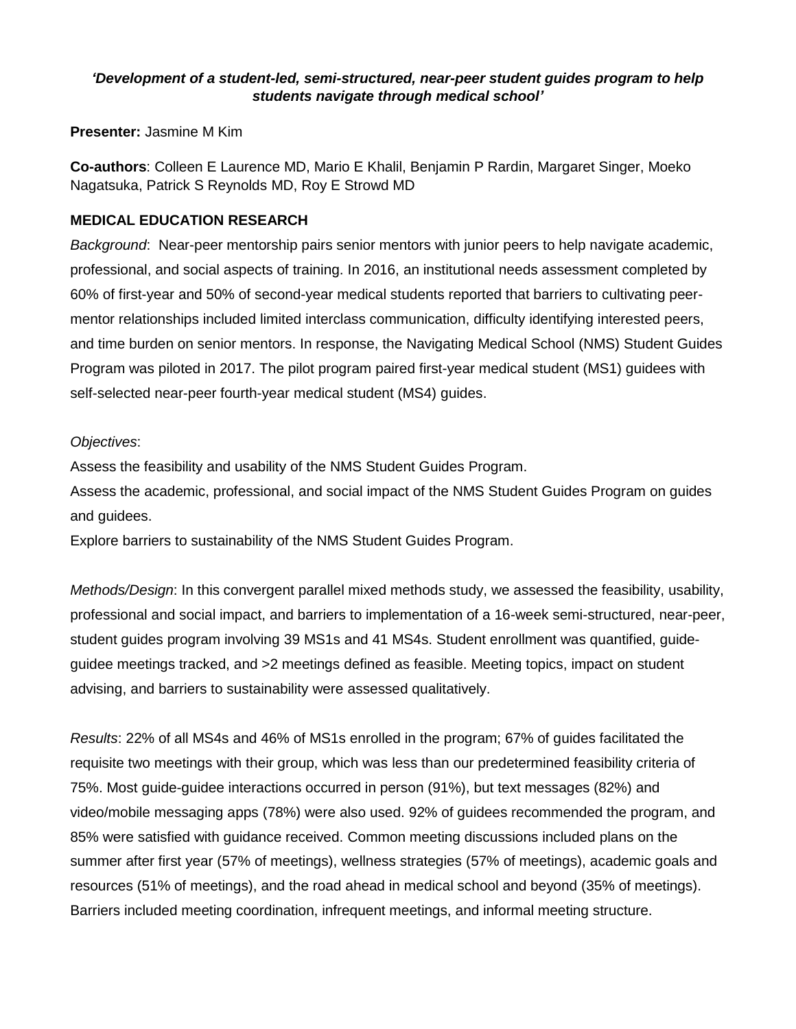***'Development of a student-led, semi-structured, near-peer student guides program to help students navigate through medical school'***

**Presenter:** Jasmine M Kim

**Co-authors**: Colleen E Laurence MD, Mario E Khalil, Benjamin P Rardin, Margaret Singer, Moeko Nagatsuka, Patrick S Reynolds MD, Roy E Strowd MD

**MEDICAL EDUCATION RESEARCH**

*Background*: Near-peer mentorship pairs senior mentors with junior peers to help navigate academic, professional, and social aspects of training. In 2016, an institutional needs assessment completed by 60% of first-year and 50% of second-year medical students reported that barriers to cultivating peer-mentor relationships included limited interclass communication, difficulty identifying interested peers, and time burden on senior mentors. In response, the Navigating Medical School (NMS) Student Guides Program was piloted in 2017. The pilot program paired first-year medical student (MS1) guidees with self-selected near-peer fourth-year medical student (MS4) guides.

*Objectives*:

Assess the feasibility and usability of the NMS Student Guides Program.

Assess the academic, professional, and social impact of the NMS Student Guides Program on guides and guidees.

Explore barriers to sustainability of the NMS Student Guides Program.

*Methods/Design*: In this convergent parallel mixed methods study, we assessed the feasibility, usability, professional and social impact, and barriers to implementation of a 16-week semi-structured, near-peer, student guides program involving 39 MS1s and 41 MS4s. Student enrollment was quantified, guide-guidee meetings tracked, and >2 meetings defined as feasible. Meeting topics, impact on student advising, and barriers to sustainability were assessed qualitatively.

*Results*: 22% of all MS4s and 46% of MS1s enrolled in the program; 67% of guides facilitated the requisite two meetings with their group, which was less than our predetermined feasibility criteria of 75%. Most guide-guidee interactions occurred in person (91%), but text messages (82%) and video/mobile messaging apps (78%) were also used. 92% of guidees recommended the program, and 85% were satisfied with guidance received. Common meeting discussions included plans on the summer after first year (57% of meetings), wellness strategies (57% of meetings), academic goals and resources (51% of meetings), and the road ahead in medical school and beyond (35% of meetings). Barriers included meeting coordination, infrequent meetings, and informal meeting structure.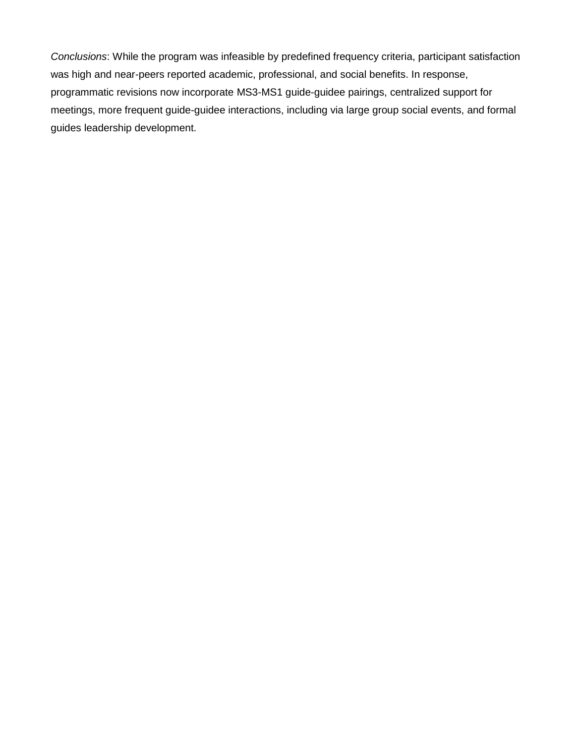*Conclusions*: While the program was infeasible by predefined frequency criteria, participant satisfaction was high and near-peers reported academic, professional, and social benefits. In response, programmatic revisions now incorporate MS3-MS1 guide-guidee pairings, centralized support for meetings, more frequent guide-guidee interactions, including via large group social events, and formal guides leadership development.